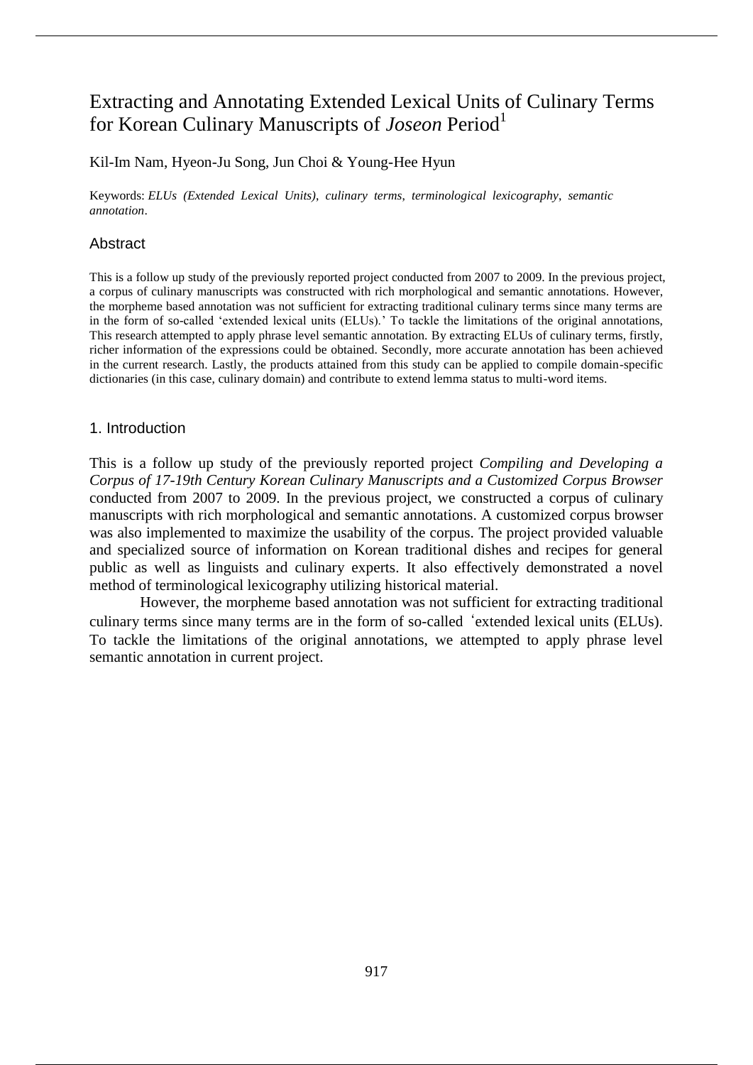# Extracting and Annotating Extended Lexical Units of Culinary Terms for Korean Culinary Manuscripts of *Joseon* Period[1]

Kil-Im Nam, Hyeon-Ju Song, Jun Choi & Young-Hee Hyun

Keywords: *ELUs (Extended Lexical Units)*, *culinary terms*, *terminological lexicography*, *semantic annotation*.

## Abstract

This is a follow up study of the previously reported project conducted from 2007 to 2009. In the previous project, a corpus of culinary manuscripts was constructed with rich morphological and semantic annotations. However, the morpheme based annotation was not sufficient for extracting traditional culinary terms since many terms are in the form of so-called 'extended lexical units (ELUs).' To tackle the limitations of the original annotations, This research attempted to apply phrase level semantic annotation. By extracting ELUs of culinary terms, firstly, richer information of the expressions could be obtained. Secondly, more accurate annotation has been achieved in the current research. Lastly, the products attained from this study can be applied to compile domain-specific dictionaries (in this case, culinary domain) and contribute to extend lemma status to multi-word items.

## 1. Introduction

This is a follow up study of the previously reported project *Compiling and Developing a Corpus of 17-19th Century Korean Culinary Manuscripts and a Customized Corpus Browser* conducted from 2007 to 2009. In the previous project, we constructed a corpus of culinary manuscripts with rich morphological and semantic annotations. A customized corpus browser was also implemented to maximize the usability of the corpus. The project provided valuable and specialized source of information on Korean traditional dishes and recipes for general public as well as linguists and culinary experts. It also effectively demonstrated a novel method of terminological lexicography utilizing historical material.

However, the morpheme based annotation was not sufficient for extracting traditional culinary terms since many terms are in the form of so-called 'extended lexical units (ELUs). To tackle the limitations of the original annotations, we attempted to apply phrase level semantic annotation in current project.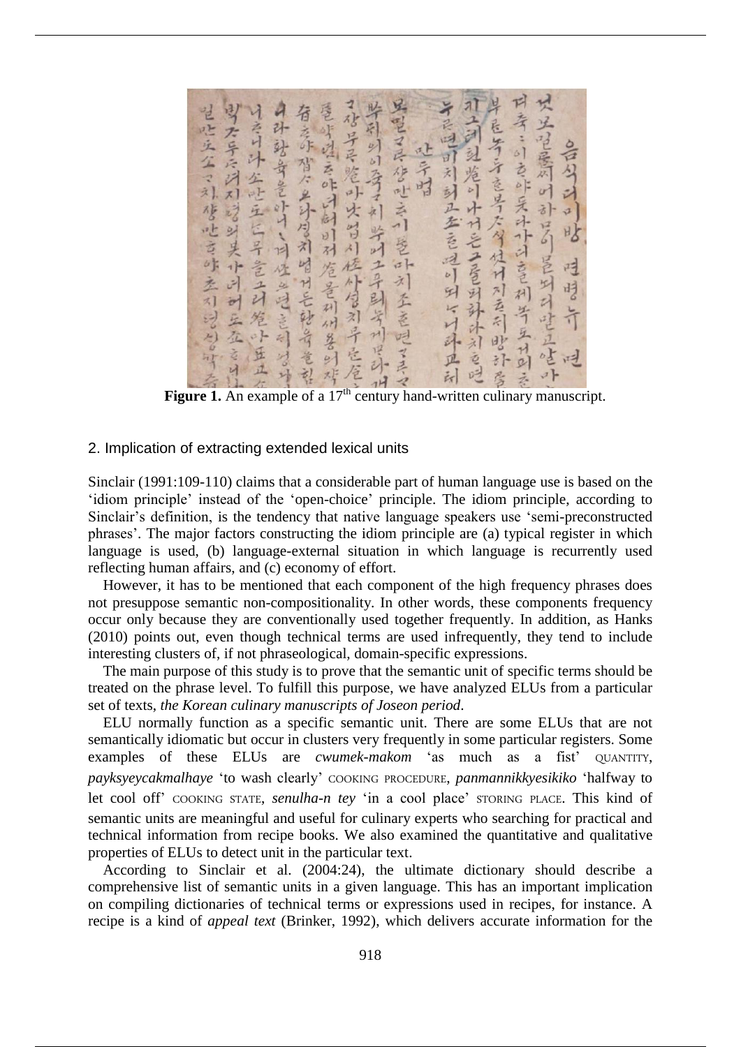**Figure 1.** An example of a 17th century hand-written culinary manuscript.

## 2. Implication of extracting extended lexical units

Sinclair (1991:109-110) claims that a considerable part of human language use is based on the 'idiom principle' instead of the 'open-choice' principle. The idiom principle, according to Sinclair's definition, is the tendency that native language speakers use 'semi-preconstructed phrases'. The major factors constructing the idiom principle are (a) typical register in which language is used, (b) language-external situation in which language is recurrently used reflecting human affairs, and (c) economy of effort.

However, it has to be mentioned that each component of the high frequency phrases does not presuppose semantic non-compositionality. In other words, these components frequency occur only because they are conventionally used together frequently. In addition, as Hanks (2010) points out, even though technical terms are used infrequently, they tend to include interesting clusters of, if not phraseological, domain-specific expressions.

The main purpose of this study is to prove that the semantic unit of specific terms should be treated on the phrase level. To fulfill this purpose, we have analyzed ELUs from a particular set of texts, *the Korean culinary manuscripts of Joseon period*.

ELU normally function as a specific semantic unit. There are some ELUs that are not semantically idiomatic but occur in clusters very frequently in some particular registers. Some examples of these ELUs are *cwumek-makom* 'as much as a fist' QUANTITY, *payksyeycakmalhaye* 'to wash clearly' COOKING PROCEDURE, *panmannikkyesikiko* 'halfway to let cool off' COOKING STATE, *senulha-n tey* 'in a cool place' STORING PLACE. This kind of semantic units are meaningful and useful for culinary experts who searching for practical and technical information from recipe books. We also examined the quantitative and qualitative properties of ELUs to detect unit in the particular text.

According to Sinclair et al. (2004:24), the ultimate dictionary should describe a comprehensive list of semantic units in a given language. This has an important implication on compiling dictionaries of technical terms or expressions used in recipes, for instance. A recipe is a kind of *appeal text* (Brinker, 1992), which delivers accurate information for the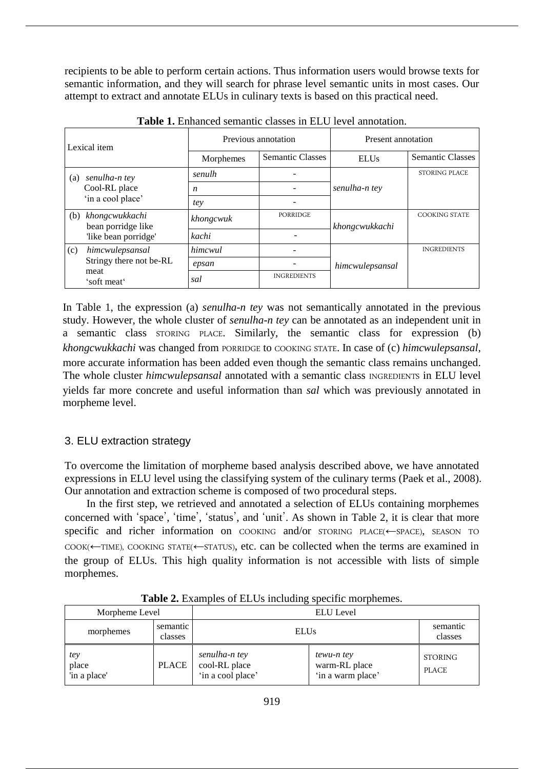recipients to be able to perform certain actions. Thus information users would browse texts for semantic information, and they will search for phrase level semantic units in most cases. Our attempt to extract and annotate ELUs in culinary texts is based on this practical need.

**Table 1.** Enhanced semantic classes in ELU level annotation.

| Lexical item | Previous annotation | | Present annotation | |
|---|---|---|---|---|
| | Morphemes | Semantic Classes | ELUs | Semantic Classes |
| (a) *senulha-n tey* Cool-RL place 'in a cool place' | *senulh* | - | *senulha-n tey* | STORING PLACE |
| | *n* | - | | |
| | *tey* | - | | |
| (b) *khongcwukkachi* bean porridge like 'like bean porridge' | *khongcwuk* | PORRIDGE | *khongcwukkachi* | COOKING STATE |
| | *kachi* | - | | |
| (c) *himcwulepsansal* Stringy there not be-RL meat 'soft meat' | *himcwul* | - | *himcwulepsansal* | INGREDIENTS |
| | *epsan* | - | | |
| | *sal* | INGREDIENTS | | |

In Table 1, the expression (a) *senulha-n tey* was not semantically annotated in the previous study. However, the whole cluster of *senulha-n tey* can be annotated as an independent unit in a semantic class STORING PLACE. Similarly, the semantic class for expression (b) *khongcwukkachi* was changed from PORRIDGE to COOKING STATE. In case of (c) *himcwulepsansal*, more accurate information has been added even though the semantic class remains unchanged. The whole cluster *himcwulepsansal* annotated with a semantic class INGREDIENTS in ELU level yields far more concrete and useful information than *sal* which was previously annotated in morpheme level.

## 3. ELU extraction strategy

To overcome the limitation of morpheme based analysis described above, we have annotated expressions in ELU level using the classifying system of the culinary terms (Paek et al., 2008). Our annotation and extraction scheme is composed of two procedural steps.

In the first step, we retrieved and annotated a selection of ELUs containing morphemes concerned with 'space', 'time', 'status', and 'unit'. As shown in Table 2, it is clear that more specific and richer information on COOKING and/or STORING PLACE(←SPACE), SEASON TO COOK(←TIME), COOKING STATE(←STATUS), etc. can be collected when the terms are examined in the group of ELUs. This high quality information is not accessible with lists of simple morphemes.

**Table 2.** Examples of ELUs including specific morphemes.

| Morpheme Level | | ELU Level | | |
|---|---|---|---|---|
| morphemes | semantic classes | ELUs | | semantic classes |
| *tey* place 'in a place' | PLACE | *senulha-n tey* cool-RL place 'in a cool place' | *tewu-n tey* warm-RL place 'in a warm place' | STORING PLACE |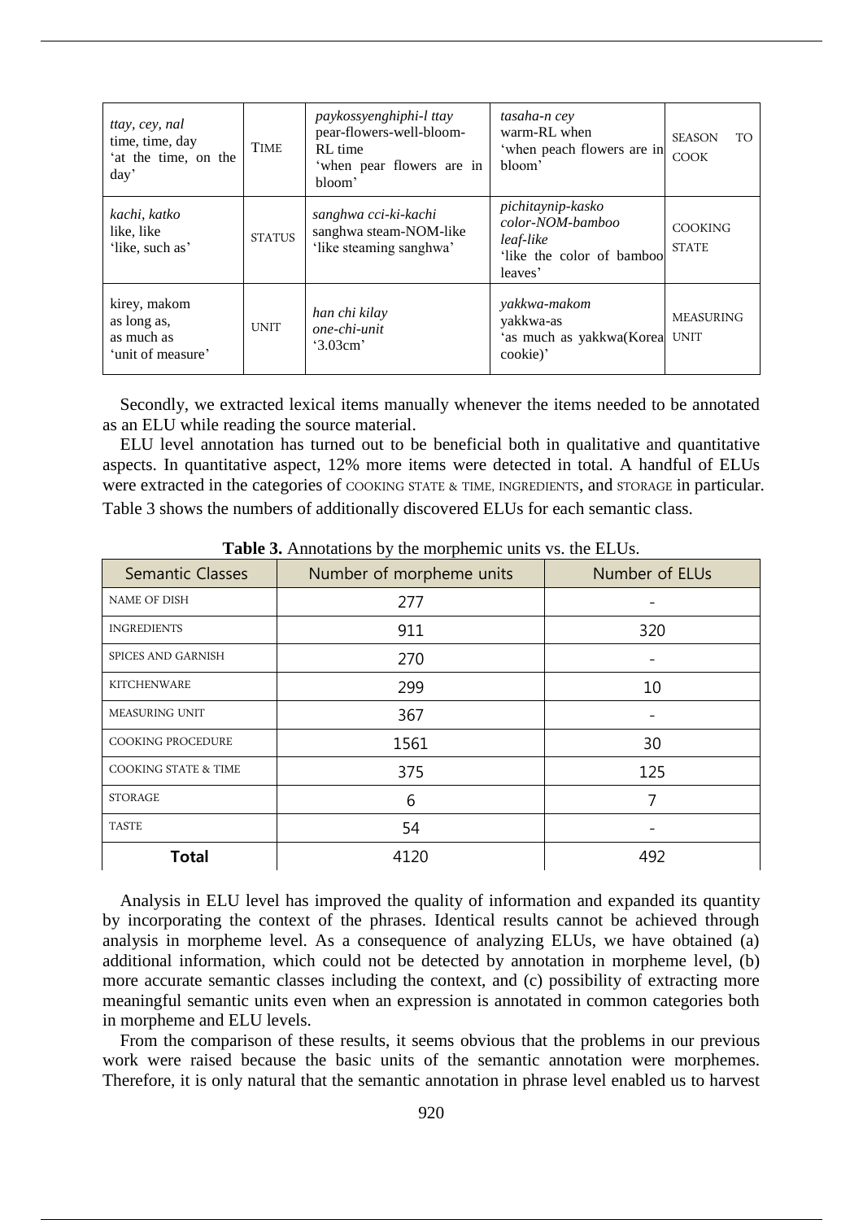| *ttay, cey, nal* time, time, day 'at the time, on the day' | TIME | *paykossyenghiphi-l ttay* pear-flowers-well-bloom-RL time 'when pear flowers are in bloom' | *tasaha-n cey* warm-RL when 'when peach flowers are in bloom' | SEASON TO COOK |
|---|---|---|---|---|
| *kachi, katko* like, like 'like, such as' | STATUS | *sanghwa cci-ki-kachi* sanghwa steam-NOM-like 'like steaming sanghwa' | *pichitaynip-kasko color-NOM-bamboo leaf-like* 'like the color of bamboo leaves' | COOKING STATE |
| kirey, makom as long as, as much as 'unit of measure' | UNIT | *han chi kilay one-chi-unit* '3.03cm' | *yakkwa-makom* yakkwa-as 'as much as yakkwa(Korea cookie)' | MEASURING UNIT |

Secondly, we extracted lexical items manually whenever the items needed to be annotated as an ELU while reading the source material.

ELU level annotation has turned out to be beneficial both in qualitative and quantitative aspects. In quantitative aspect, 12% more items were detected in total. A handful of ELUs were extracted in the categories of COOKING STATE & TIME, INGREDIENTS, and STORAGE in particular. Table 3 shows the numbers of additionally discovered ELUs for each semantic class.

**Table 3.** Annotations by the morphemic units vs. the ELUs.

| Semantic Classes | Number of morpheme units | Number of ELUs |
|---|---|---|
| NAME OF DISH | 277 | - |
| INGREDIENTS | 911 | 320 |
| SPICES AND GARNISH | 270 | - |
| KITCHENWARE | 299 | 10 |
| MEASURING UNIT | 367 | - |
| COOKING PROCEDURE | 1561 | 30 |
| COOKING STATE & TIME | 375 | 125 |
| STORAGE | 6 | 7 |
| TASTE | 54 | - |
| **Total** | 4120 | 492 |

Analysis in ELU level has improved the quality of information and expanded its quantity by incorporating the context of the phrases. Identical results cannot be achieved through analysis in morpheme level. As a consequence of analyzing ELUs, we have obtained (a) additional information, which could not be detected by annotation in morpheme level, (b) more accurate semantic classes including the context, and (c) possibility of extracting more meaningful semantic units even when an expression is annotated in common categories both in morpheme and ELU levels.

From the comparison of these results, it seems obvious that the problems in our previous work were raised because the basic units of the semantic annotation were morphemes. Therefore, it is only natural that the semantic annotation in phrase level enabled us to harvest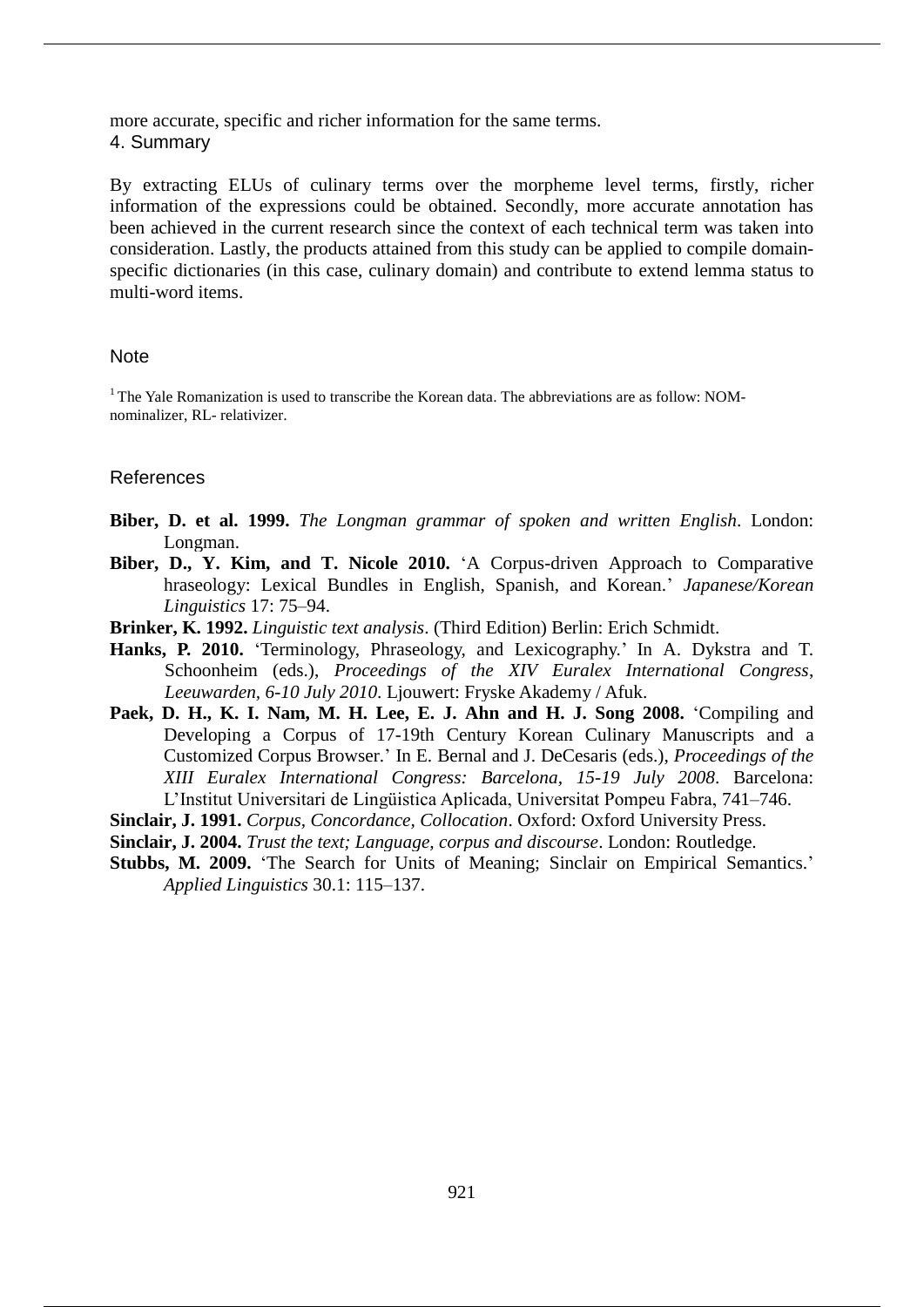more accurate, specific and richer information for the same terms.

## 4. Summary

By extracting ELUs of culinary terms over the morpheme level terms, firstly, richer information of the expressions could be obtained. Secondly, more accurate annotation has been achieved in the current research since the context of each technical term was taken into consideration. Lastly, the products attained from this study can be applied to compile domain-specific dictionaries (in this case, culinary domain) and contribute to extend lemma status to multi-word items.

## Note

[1] The Yale Romanization is used to transcribe the Korean data. The abbreviations are as follow: NOM- nominalizer, RL- relativizer.

## References

**Biber, D. et al. 1999.** *The Longman grammar of spoken and written English*. London: Longman.

**Biber, D., Y. Kim, and T. Nicole 2010.** 'A Corpus-driven Approach to Comparative hraseology: Lexical Bundles in English, Spanish, and Korean.' *Japanese/Korean Linguistics* 17: 75–94.

**Brinker, K. 1992.** *Linguistic text analysis*. (Third Edition) Berlin: Erich Schmidt.

**Hanks, P. 2010.** 'Terminology, Phraseology, and Lexicography.' In A. Dykstra and T. Schoonheim (eds.), *Proceedings of the XIV Euralex International Congress, Leeuwarden, 6-10 July 2010*. Ljouwert: Fryske Akademy / Afuk.

**Paek, D. H., K. I. Nam, M. H. Lee, E. J. Ahn and H. J. Song 2008.** 'Compiling and Developing a Corpus of 17-19th Century Korean Culinary Manuscripts and a Customized Corpus Browser.' In E. Bernal and J. DeCesaris (eds.), *Proceedings of the XIII Euralex International Congress: Barcelona, 15-19 July 2008*. Barcelona: L'Institut Universitari de Lingüistica Aplicada, Universitat Pompeu Fabra, 741–746.

**Sinclair, J. 1991.** *Corpus, Concordance, Collocation*. Oxford: Oxford University Press.

**Sinclair, J. 2004.** *Trust the text; Language, corpus and discourse*. London: Routledge.

**Stubbs, M. 2009.** 'The Search for Units of Meaning; Sinclair on Empirical Semantics.' *Applied Linguistics* 30.1: 115–137.